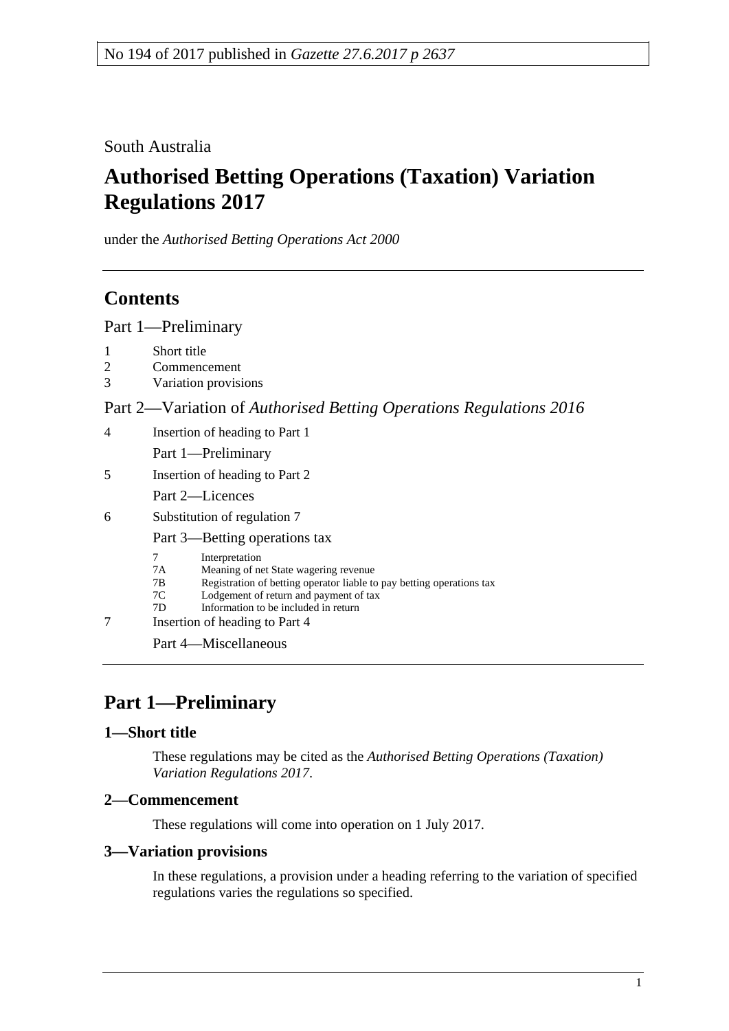No 194 of 2017 published in *Gazette 27.6.2017 p 2637*

South Australia

# Authorised Betting Operations (Taxation) Variation Regulations 2017

under the *Authorised Betting Operations Act 2000*

## Contents

Part 1—Preliminary

1 Short title
2 Commencement
3 Variation provisions

Part 2—Variation of *Authorised Betting Operations Regulations 2016*

4 Insertion of heading to Part 1

Part 1—Preliminary

5 Insertion of heading to Part 2

Part 2—Licences

6 Substitution of regulation 7

Part 3—Betting operations tax

7 Interpretation
7A Meaning of net State wagering revenue
7B Registration of betting operator liable to pay betting operations tax
7C Lodgement of return and payment of tax
7D Information to be included in return

7 Insertion of heading to Part 4

Part 4—Miscellaneous

## Part 1—Preliminary

### 1—Short title

These regulations may be cited as the *Authorised Betting Operations (Taxation) Variation Regulations 2017*.

### 2—Commencement

These regulations will come into operation on 1 July 2017.

### 3—Variation provisions

In these regulations, a provision under a heading referring to the variation of specified regulations varies the regulations so specified.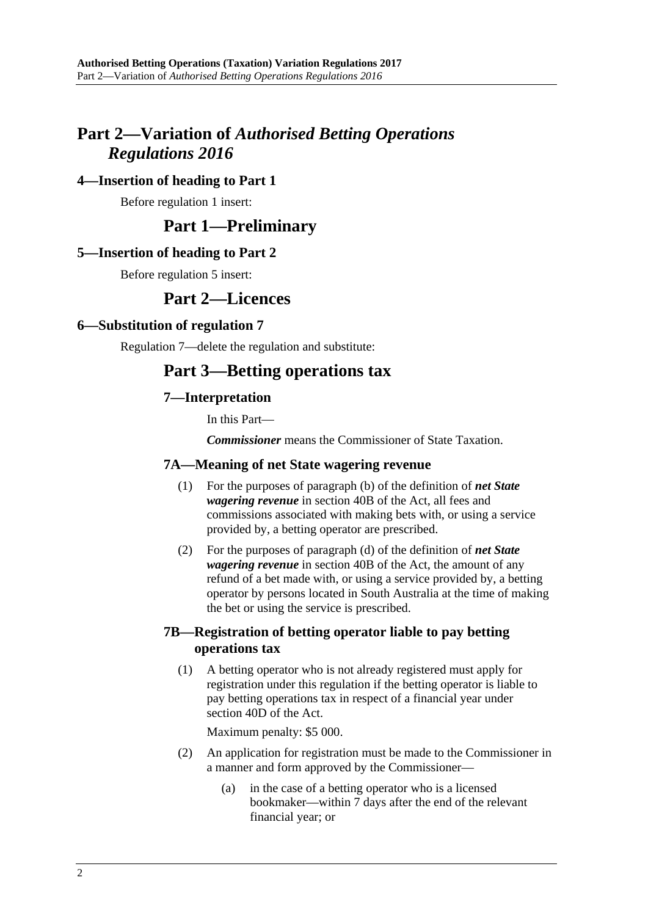# Part 2—Variation of *Authorised Betting Operations Regulations 2016*

## 4—Insertion of heading to Part 1

Before regulation 1 insert:

## Part 1—Preliminary

## 5—Insertion of heading to Part 2

Before regulation 5 insert:

## Part 2—Licences

## 6—Substitution of regulation 7

Regulation 7—delete the regulation and substitute:

## Part 3—Betting operations tax

### 7—Interpretation

In this Part—

***Commissioner*** means the Commissioner of State Taxation.

### 7A—Meaning of net State wagering revenue

(1) For the purposes of paragraph (b) of the definition of ***net State wagering revenue*** in section 40B of the Act, all fees and commissions associated with making bets with, or using a service provided by, a betting operator are prescribed.

(2) For the purposes of paragraph (d) of the definition of ***net State wagering revenue*** in section 40B of the Act, the amount of any refund of a bet made with, or using a service provided by, a betting operator by persons located in South Australia at the time of making the bet or using the service is prescribed.

### 7B—Registration of betting operator liable to pay betting operations tax

(1) A betting operator who is not already registered must apply for registration under this regulation if the betting operator is liable to pay betting operations tax in respect of a financial year under section 40D of the Act.

Maximum penalty: $5 000.

(2) An application for registration must be made to the Commissioner in a manner and form approved by the Commissioner—

(a) in the case of a betting operator who is a licensed bookmaker—within 7 days after the end of the relevant financial year; or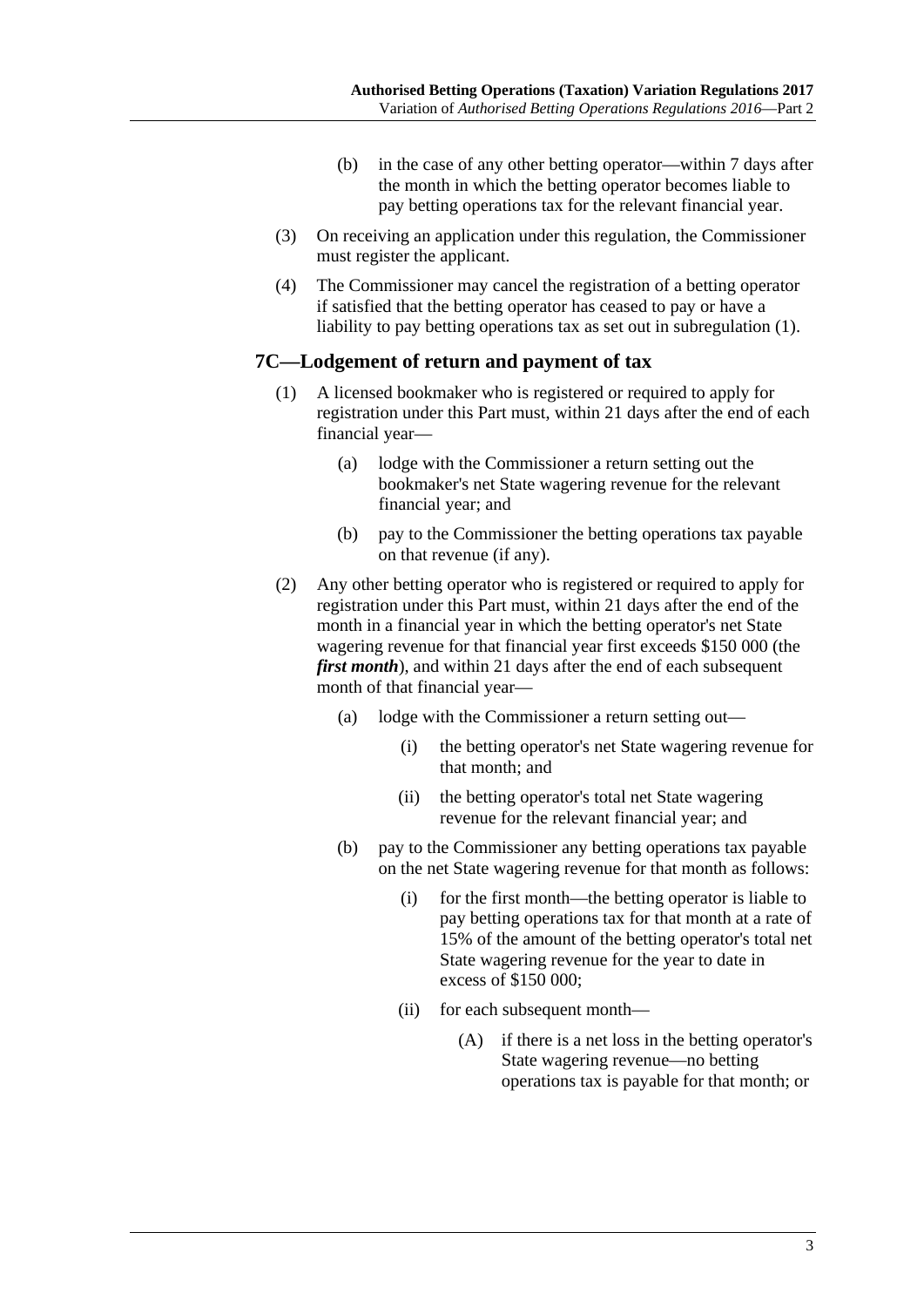(b) in the case of any other betting operator—within 7 days after the month in which the betting operator becomes liable to pay betting operations tax for the relevant financial year.

(3) On receiving an application under this regulation, the Commissioner must register the applicant.

(4) The Commissioner may cancel the registration of a betting operator if satisfied that the betting operator has ceased to pay or have a liability to pay betting operations tax as set out in subregulation (1).

## 7C—Lodgement of return and payment of tax

(1) A licensed bookmaker who is registered or required to apply for registration under this Part must, within 21 days after the end of each financial year—

(a) lodge with the Commissioner a return setting out the bookmaker's net State wagering revenue for the relevant financial year; and

(b) pay to the Commissioner the betting operations tax payable on that revenue (if any).

(2) Any other betting operator who is registered or required to apply for registration under this Part must, within 21 days after the end of the month in a financial year in which the betting operator's net State wagering revenue for that financial year first exceeds \$150 000 (the ***first month***), and within 21 days after the end of each subsequent month of that financial year—

(a) lodge with the Commissioner a return setting out—

(i) the betting operator's net State wagering revenue for that month; and

(ii) the betting operator's total net State wagering revenue for the relevant financial year; and

(b) pay to the Commissioner any betting operations tax payable on the net State wagering revenue for that month as follows:

(i) for the first month—the betting operator is liable to pay betting operations tax for that month at a rate of 15% of the amount of the betting operator's total net State wagering revenue for the year to date in excess of \$150 000;

(ii) for each subsequent month—

(A) if there is a net loss in the betting operator's State wagering revenue—no betting operations tax is payable for that month; or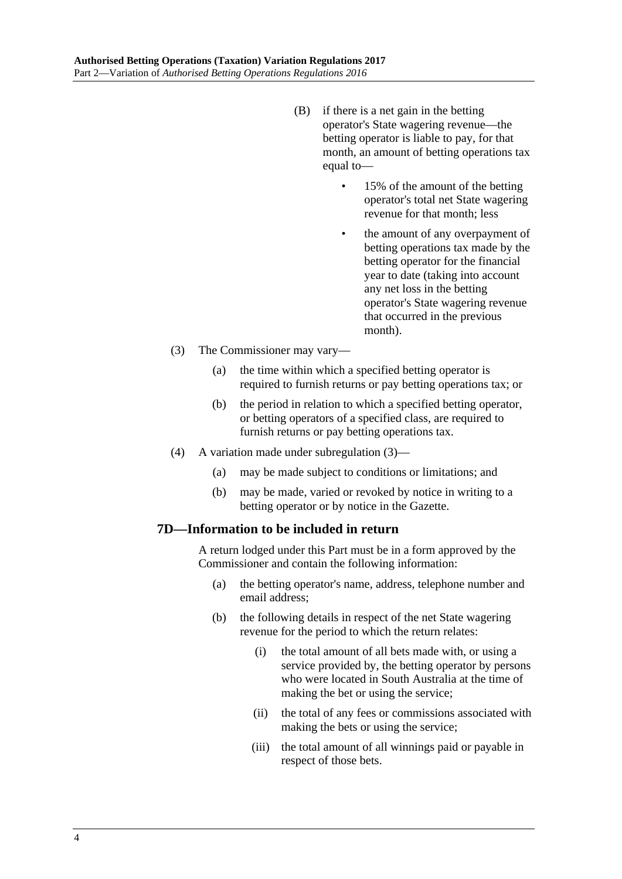(B) if there is a net gain in the betting operator's State wagering revenue—the betting operator is liable to pay, for that month, an amount of betting operations tax equal to—

- 15% of the amount of the betting operator's total net State wagering revenue for that month; less
- the amount of any overpayment of betting operations tax made by the betting operator for the financial year to date (taking into account any net loss in the betting operator's State wagering revenue that occurred in the previous month).

(3) The Commissioner may vary—

(a) the time within which a specified betting operator is required to furnish returns or pay betting operations tax; or

(b) the period in relation to which a specified betting operator, or betting operators of a specified class, are required to furnish returns or pay betting operations tax.

(4) A variation made under subregulation (3)—

(a) may be made subject to conditions or limitations; and

(b) may be made, varied or revoked by notice in writing to a betting operator or by notice in the Gazette.

## 7D—Information to be included in return

A return lodged under this Part must be in a form approved by the Commissioner and contain the following information:

(a) the betting operator's name, address, telephone number and email address;

(b) the following details in respect of the net State wagering revenue for the period to which the return relates:

(i) the total amount of all bets made with, or using a service provided by, the betting operator by persons who were located in South Australia at the time of making the bet or using the service;

(ii) the total of any fees or commissions associated with making the bets or using the service;

(iii) the total amount of all winnings paid or payable in respect of those bets.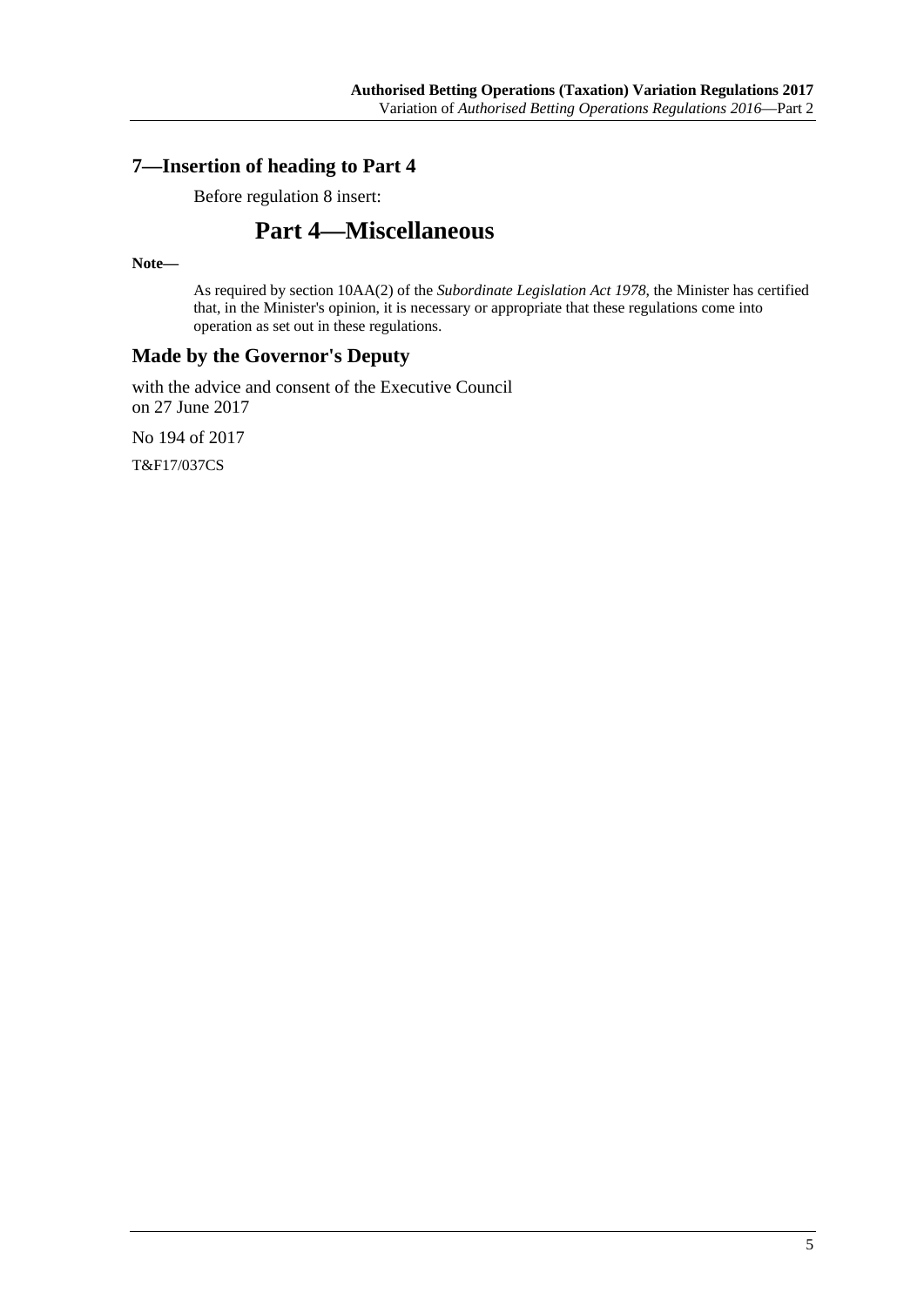## 7—Insertion of heading to Part 4

Before regulation 8 insert:

# Part 4—Miscellaneous

**Note—**

As required by section 10AA(2) of the *Subordinate Legislation Act 1978*, the Minister has certified that, in the Minister's opinion, it is necessary or appropriate that these regulations come into operation as set out in these regulations.

## Made by the Governor's Deputy

with the advice and consent of the Executive Council on 27 June 2017

No 194 of 2017

T&F17/037CS